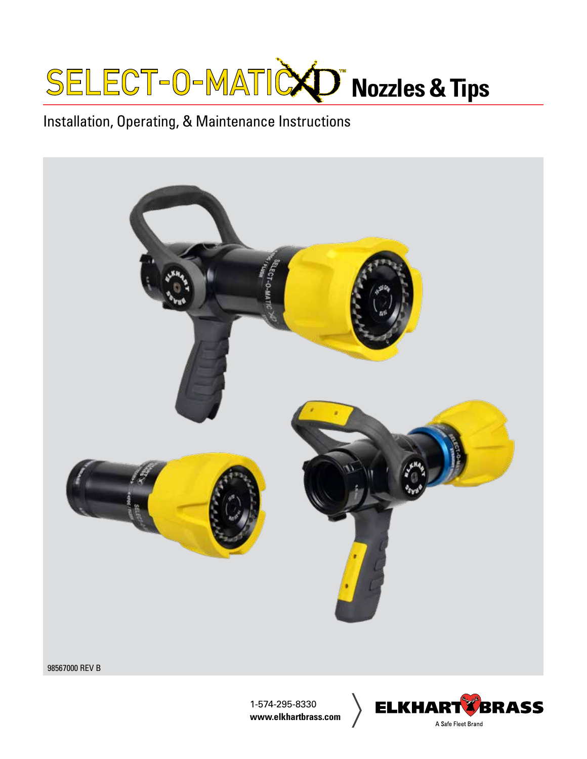# SELECT-O-MATIC XD™ Nozzles & Tips

Installation, Operating, & Maintenance Instructions

98567000 REV B

1-574-295-8330
**www.elkhartbrass.com**

ELKHART BRASS
A Safe Fleet Brand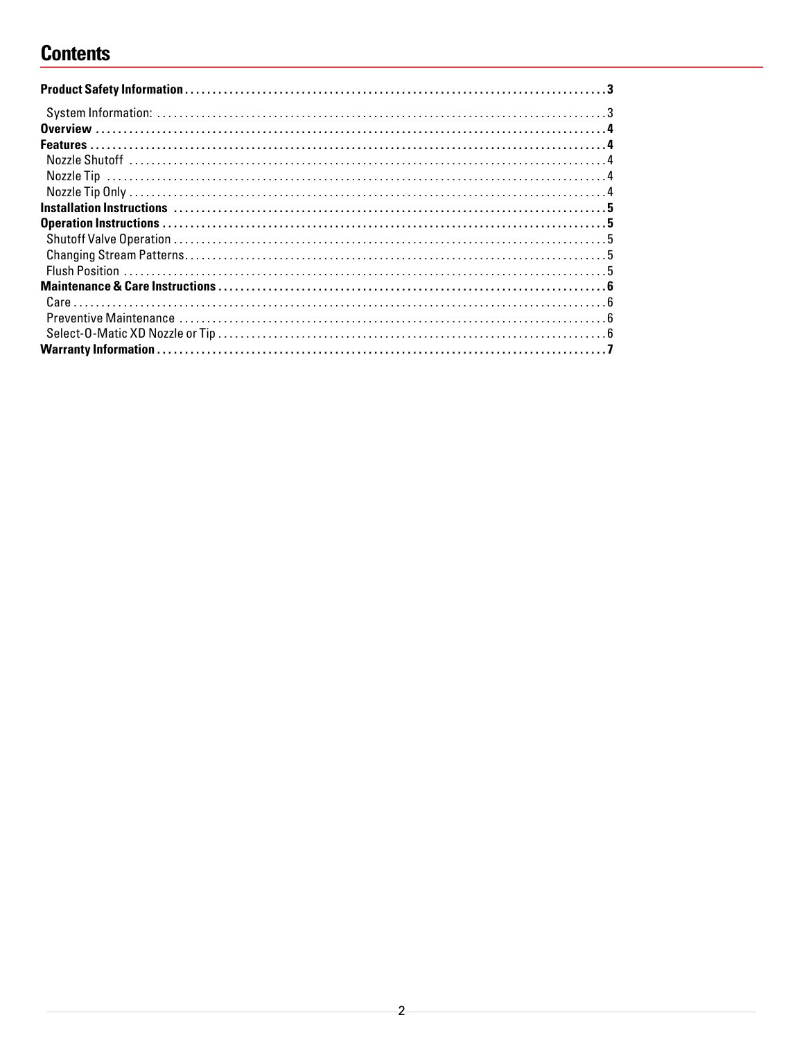# Contents

**Product Safety Information** . . . . . . . . . . **3**

System Information: . . . . . . . . . . 3

**Overview** . . . . . . . . . . **4**

**Features** . . . . . . . . . . **4**

Nozzle Shutoff . . . . . . . . . . 4

Nozzle Tip . . . . . . . . . . 4

Nozzle Tip Only . . . . . . . . . . 4

**Installation Instructions** . . . . . . . . . . **5**

**Operation Instructions** . . . . . . . . . . **5**

Shutoff Valve Operation . . . . . . . . . . 5

Changing Stream Patterns . . . . . . . . . . 5

Flush Position . . . . . . . . . . 5

**Maintenance & Care Instructions** . . . . . . . . . . **6**

Care . . . . . . . . . . 6

Preventive Maintenance . . . . . . . . . . 6

Select-O-Matic XD Nozzle or Tip . . . . . . . . . . 6

**Warranty Information** . . . . . . . . . . **7**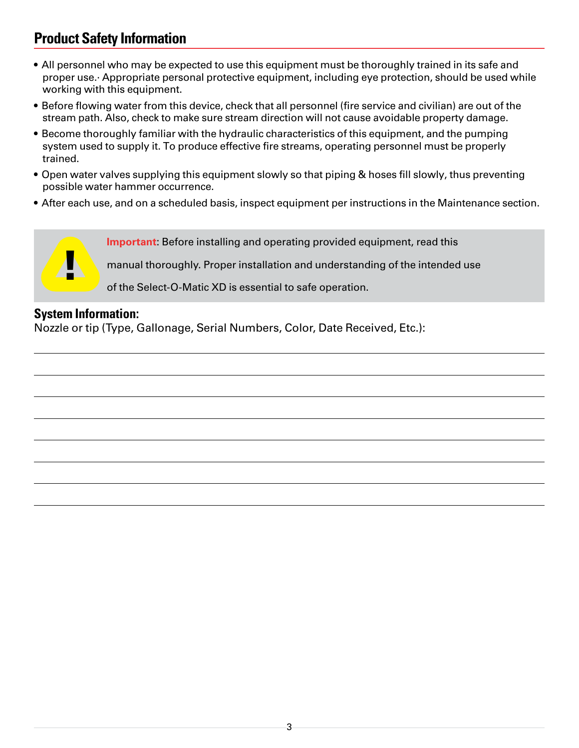## Product Safety Information

- All personnel who may be expected to use this equipment must be thoroughly trained in its safe and proper use.· Appropriate personal protective equipment, including eye protection, should be used while working with this equipment.
- Before flowing water from this device, check that all personnel (fire service and civilian) are out of the stream path. Also, check to make sure stream direction will not cause avoidable property damage.
- Become thoroughly familiar with the hydraulic characteristics of this equipment, and the pumping system used to supply it. To produce effective fire streams, operating personnel must be properly trained.
- Open water valves supplying this equipment slowly so that piping & hoses fill slowly, thus preventing possible water hammer occurrence.
- After each use, and on a scheduled basis, inspect equipment per instructions in the Maintenance section.

**Important**: Before installing and operating provided equipment, read this manual thoroughly. Proper installation and understanding of the intended use of the Select-O-Matic XD is essential to safe operation.

### System Information:

Nozzle or tip (Type, Gallonage, Serial Numbers, Color, Date Received, Etc.):

_______________________________________________

_______________________________________________

_______________________________________________

_______________________________________________

_______________________________________________

_______________________________________________

_______________________________________________

_______________________________________________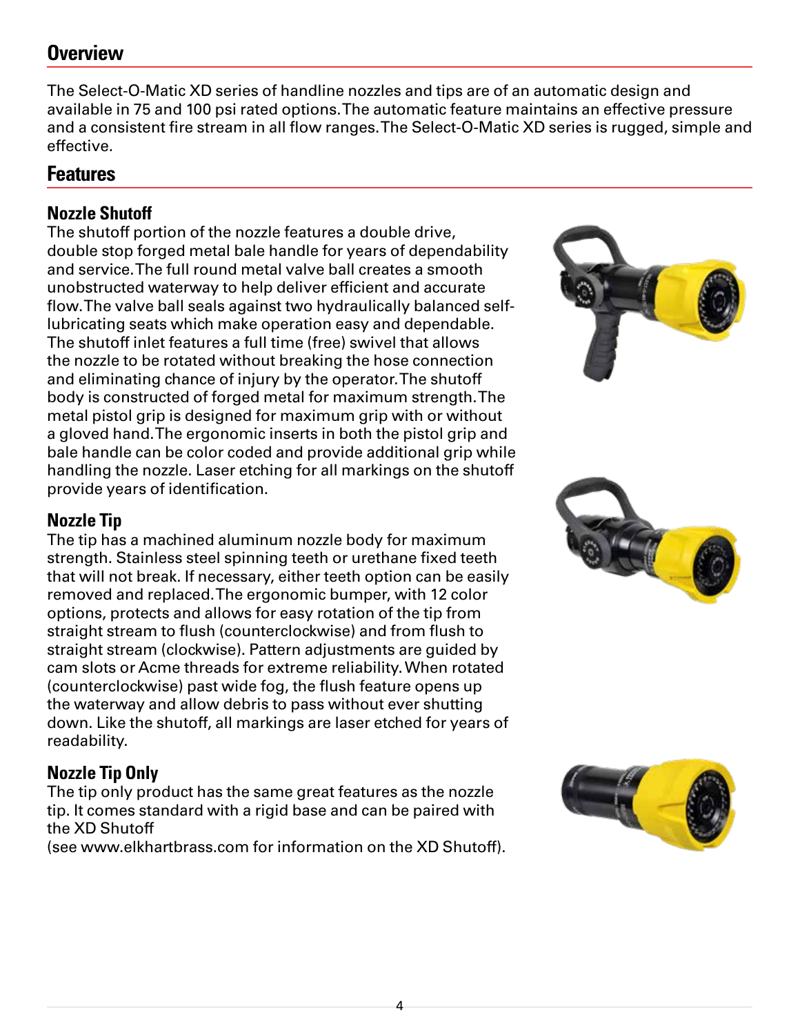## Overview

The Select-O-Matic XD series of handline nozzles and tips are of an automatic design and available in 75 and 100 psi rated options. The automatic feature maintains an effective pressure and a consistent fire stream in all flow ranges. The Select-O-Matic XD series is rugged, simple and effective.

## Features

### Nozzle Shutoff

The shutoff portion of the nozzle features a double drive, double stop forged metal bale handle for years of dependability and service. The full round metal valve ball creates a smooth unobstructed waterway to help deliver efficient and accurate flow. The valve ball seals against two hydraulically balanced self-lubricating seats which make operation easy and dependable. The shutoff inlet features a full time (free) swivel that allows the nozzle to be rotated without breaking the hose connection and eliminating chance of injury by the operator. The shutoff body is constructed of forged metal for maximum strength. The metal pistol grip is designed for maximum grip with or without a gloved hand. The ergonomic inserts in both the pistol grip and bale handle can be color coded and provide additional grip while handling the nozzle. Laser etching for all markings on the shutoff provide years of identification.

### Nozzle Tip

The tip has a machined aluminum nozzle body for maximum strength. Stainless steel spinning teeth or urethane fixed teeth that will not break. If necessary, either teeth option can be easily removed and replaced. The ergonomic bumper, with 12 color options, protects and allows for easy rotation of the tip from straight stream to flush (counterclockwise) and from flush to straight stream (clockwise). Pattern adjustments are guided by cam slots or Acme threads for extreme reliability. When rotated (counterclockwise) past wide fog, the flush feature opens up the waterway and allow debris to pass without ever shutting down. Like the shutoff, all markings are laser etched for years of readability.

### Nozzle Tip Only

The tip only product has the same great features as the nozzle tip. It comes standard with a rigid base and can be paired with the XD Shutoff
(see www.elkhartbrass.com for information on the XD Shutoff).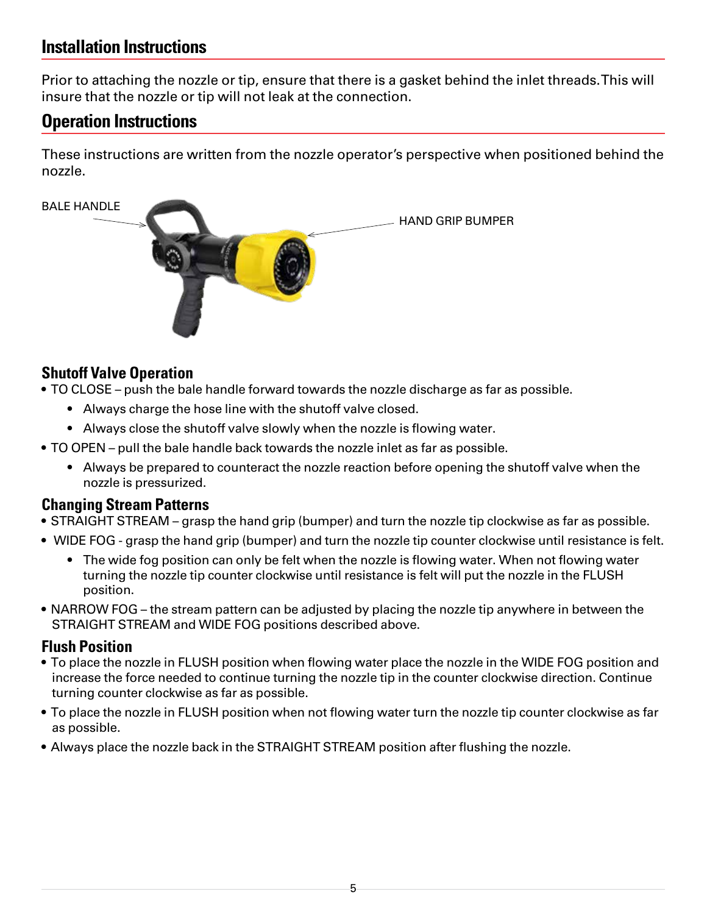## Installation Instructions

Prior to attaching the nozzle or tip, ensure that there is a gasket behind the inlet threads. This will insure that the nozzle or tip will not leak at the connection.

## Operation Instructions

These instructions are written from the nozzle operator's perspective when positioned behind the nozzle.

BALE HANDLE

HAND GRIP BUMPER

### Shutoff Valve Operation

- TO CLOSE – push the bale handle forward towards the nozzle discharge as far as possible.
  - Always charge the hose line with the shutoff valve closed.
  - Always close the shutoff valve slowly when the nozzle is flowing water.
- TO OPEN – pull the bale handle back towards the nozzle inlet as far as possible.
  - Always be prepared to counteract the nozzle reaction before opening the shutoff valve when the nozzle is pressurized.

### Changing Stream Patterns

- STRAIGHT STREAM – grasp the hand grip (bumper) and turn the nozzle tip clockwise as far as possible.
- WIDE FOG - grasp the hand grip (bumper) and turn the nozzle tip counter clockwise until resistance is felt.
  - The wide fog position can only be felt when the nozzle is flowing water. When not flowing water turning the nozzle tip counter clockwise until resistance is felt will put the nozzle in the FLUSH position.
- NARROW FOG – the stream pattern can be adjusted by placing the nozzle tip anywhere in between the STRAIGHT STREAM and WIDE FOG positions described above.

### Flush Position

- To place the nozzle in FLUSH position when flowing water place the nozzle in the WIDE FOG position and increase the force needed to continue turning the nozzle tip in the counter clockwise direction. Continue turning counter clockwise as far as possible.
- To place the nozzle in FLUSH position when not flowing water turn the nozzle tip counter clockwise as far as possible.
- Always place the nozzle back in the STRAIGHT STREAM position after flushing the nozzle.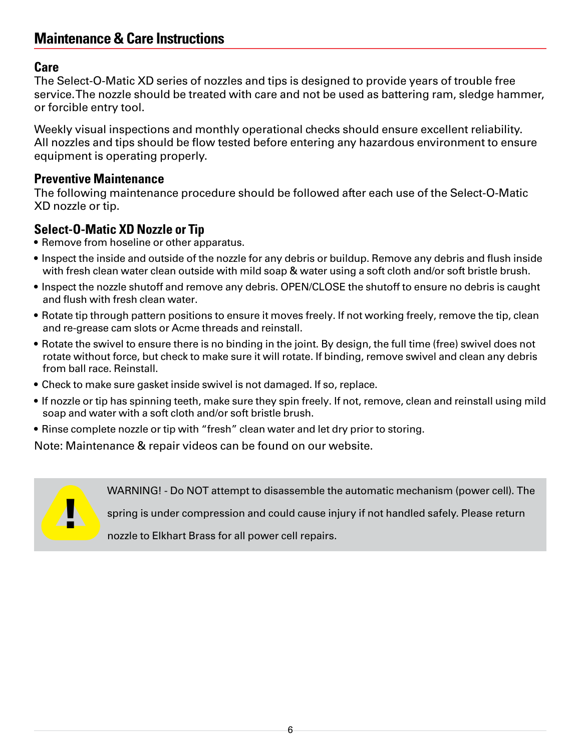# Maintenance & Care Instructions

## Care

The Select-O-Matic XD series of nozzles and tips is designed to provide years of trouble free service. The nozzle should be treated with care and not be used as battering ram, sledge hammer, or forcible entry tool.

Weekly visual inspections and monthly operational checks should ensure excellent reliability. All nozzles and tips should be flow tested before entering any hazardous environment to ensure equipment is operating properly.

## Preventive Maintenance

The following maintenance procedure should be followed after each use of the Select-O-Matic XD nozzle or tip.

## Select-O-Matic XD Nozzle or Tip

- Remove from hoseline or other apparatus.
- Inspect the inside and outside of the nozzle for any debris or buildup. Remove any debris and flush inside with fresh clean water clean outside with mild soap & water using a soft cloth and/or soft bristle brush.
- Inspect the nozzle shutoff and remove any debris. OPEN/CLOSE the shutoff to ensure no debris is caught and flush with fresh clean water.
- Rotate tip through pattern positions to ensure it moves freely. If not working freely, remove the tip, clean and re-grease cam slots or Acme threads and reinstall.
- Rotate the swivel to ensure there is no binding in the joint. By design, the full time (free) swivel does not rotate without force, but check to make sure it will rotate. If binding, remove swivel and clean any debris from ball race. Reinstall.
- Check to make sure gasket inside swivel is not damaged. If so, replace.
- If nozzle or tip has spinning teeth, make sure they spin freely. If not, remove, clean and reinstall using mild soap and water with a soft cloth and/or soft bristle brush.
- Rinse complete nozzle or tip with "fresh" clean water and let dry prior to storing.

Note: Maintenance & repair videos can be found on our website.

> WARNING! - Do NOT attempt to disassemble the automatic mechanism (power cell). The spring is under compression and could cause injury if not handled safely. Please return nozzle to Elkhart Brass for all power cell repairs.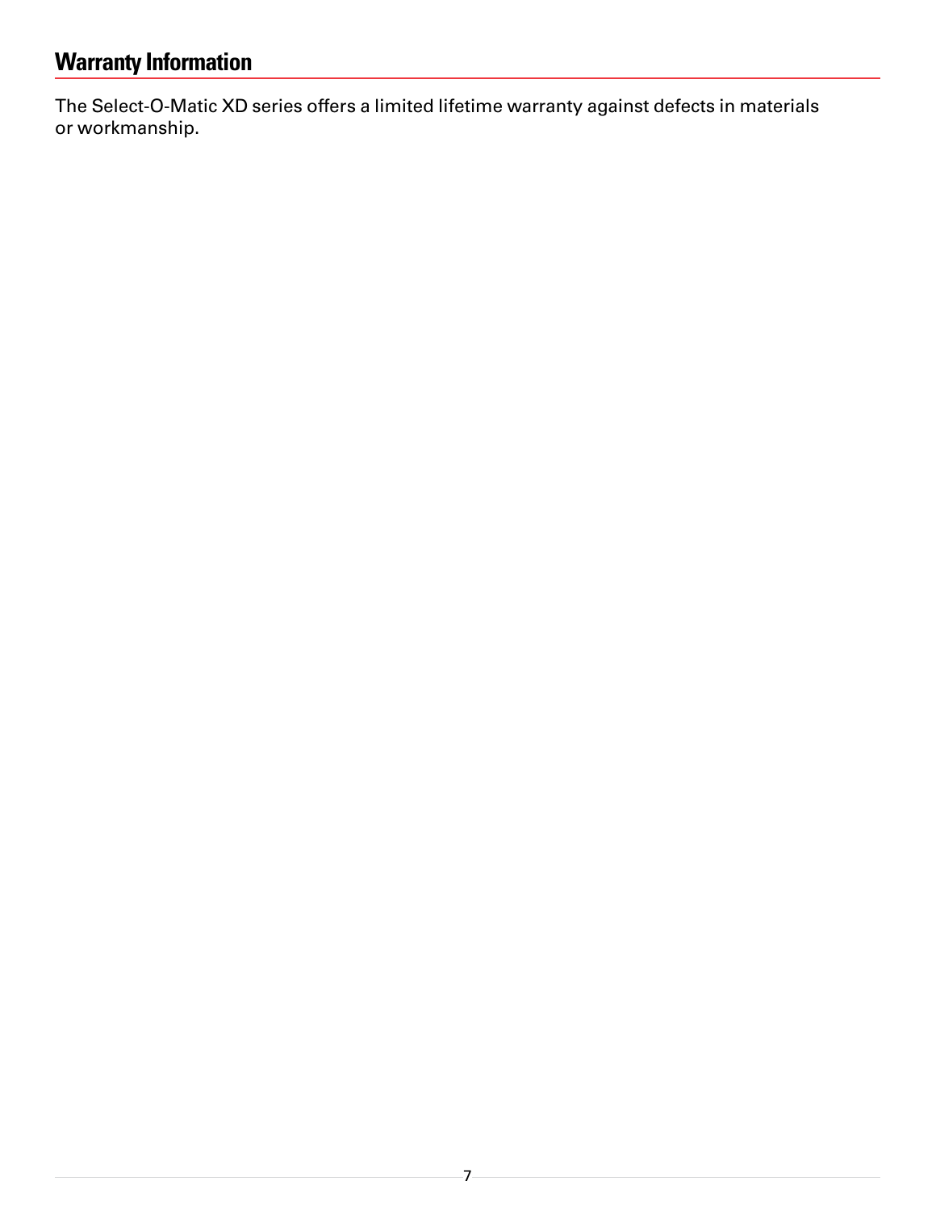## Warranty Information

The Select-O-Matic XD series offers a limited lifetime warranty against defects in materials or workmanship.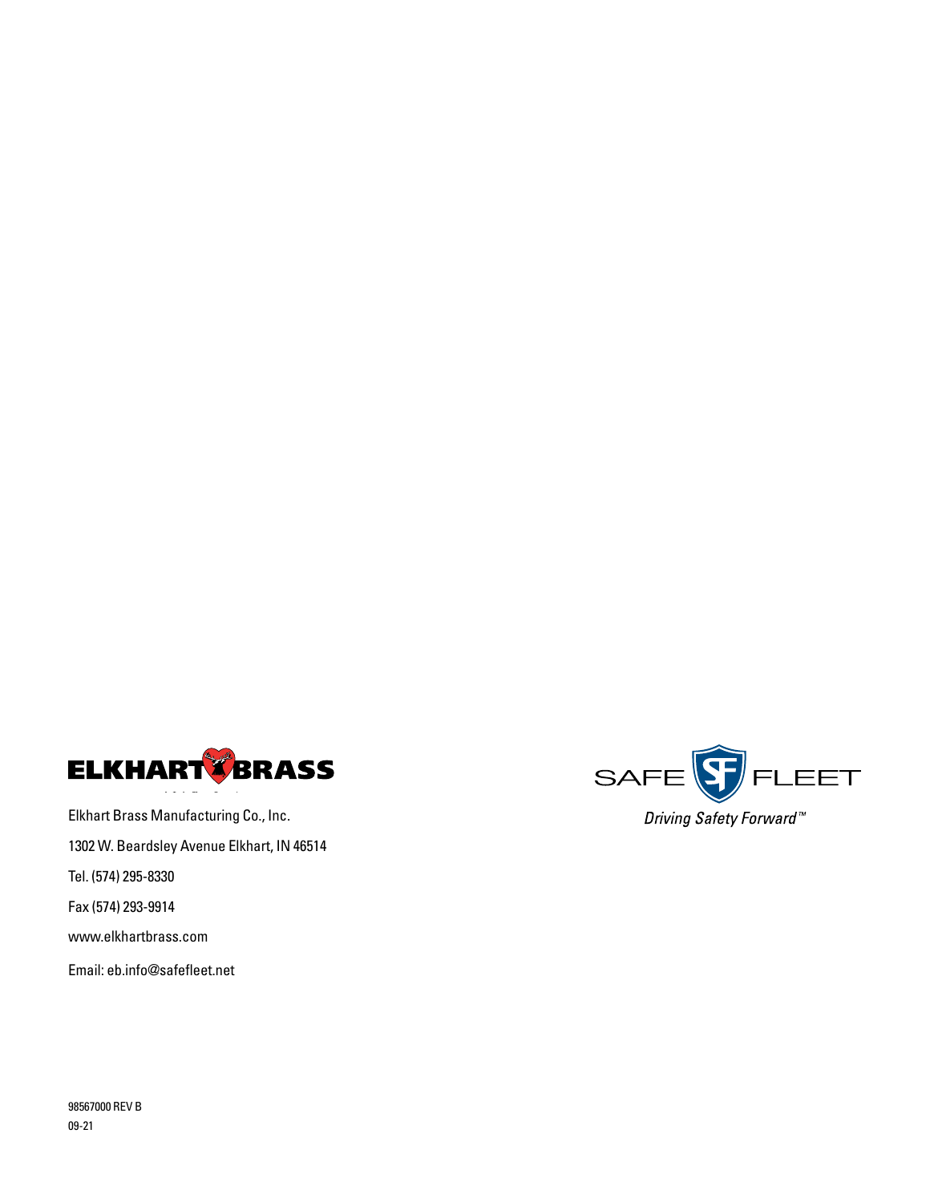ELKHART BRASS

Elkhart Brass Manufacturing Co., Inc.

1302 W. Beardsley Avenue Elkhart, IN 46514

Tel. (574) 295-8330

Fax (574) 293-9914

www.elkhartbrass.com

Email: eb.info@safefleet.net

SAFE FLEET

*Driving Safety Forward™*

98567000 REV B

09-21